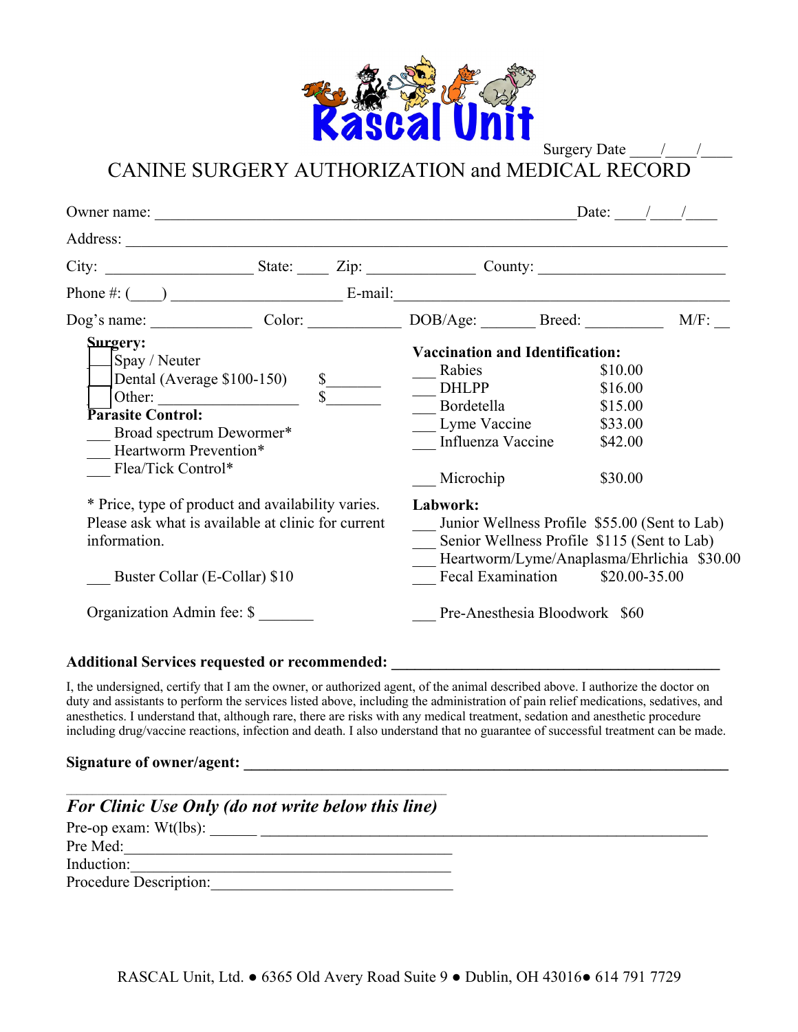Rascal Unit

Surgery Date \_\_\_\_/\_\_\_\_/\_\_\_\_

# CANINE SURGERY AUTHORIZATION and MEDICAL RECORD

Owner name: \_\_\_\_\_\_\_\_\_\_\_\_\_\_\_\_\_\_\_\_\_\_\_\_\_\_\_\_\_\_\_\_\_\_\_\_\_\_\_\_\_\_\_\_\_\_\_\_ Date: \_\_\_\_/\_\_\_\_/\_\_\_\_

Address: \_\_\_\_\_\_\_\_\_\_\_\_\_\_\_\_\_\_\_\_\_\_\_\_\_\_\_\_\_\_\_\_\_\_\_\_\_\_\_\_\_\_\_\_\_\_\_\_\_\_\_\_\_\_\_\_\_\_\_\_\_\_\_\_\_\_\_\_

City: \_\_\_\_\_\_\_\_\_\_\_\_\_\_\_\_\_\_ State: \_\_\_\_ Zip: \_\_\_\_\_\_\_\_\_\_\_\_\_ County: \_\_\_\_\_\_\_\_\_\_\_\_\_\_\_\_\_\_\_\_\_\_\_\_

Phone #: (\_\_\_\_) \_\_\_\_\_\_\_\_\_\_\_\_\_\_\_\_\_\_\_\_\_ E-mail: \_\_\_\_\_\_\_\_\_\_\_\_\_\_\_\_\_\_\_\_\_\_\_\_\_\_\_\_\_\_\_\_\_\_\_\_\_\_\_\_\_\_

Dog's name: \_\_\_\_\_\_\_\_\_\_\_\_\_ Color: \_\_\_\_\_\_\_\_\_\_\_\_ DOB/Age: \_\_\_\_\_\_\_ Breed: \_\_\_\_\_\_\_\_\_\_ M/F: \_\_

**Surgery:**

- ☐ Spay / Neuter
- ☐ Dental (Average $100-150) $\_\_\_\_\_\_\_
- ☐ Other: \_\_\_\_\_\_\_\_\_\_\_\_\_\_\_\_\_ $\_\_\_\_\_\_\_

**Parasite Control:**

- \_\_\_ Broad spectrum Dewormer*
- \_\_\_ Heartworm Prevention*
- \_\_\_ Flea/Tick Control*

\* Price, type of product and availability varies. Please ask what is available at clinic for current information.

\_\_\_ Buster Collar (E-Collar) $10

Organization Admin fee: $ \_\_\_\_\_\_\_

**Vaccination and Identification:**

| | Service | Price |
|---|---|---|
| \_\_\_ | Rabies | $10.00 |
| \_\_\_ | DHLPP | $16.00 |
| \_\_\_ | Bordetella | $15.00 |
| \_\_\_ | Lyme Vaccine | $33.00 |
| \_\_\_ | Influenza Vaccine | $42.00 |
| \_\_\_ | Microchip | $30.00 |

**Labwork:**

| | Service | Price |
|---|---|---|
| \_\_\_ | Junior Wellness Profile | $55.00 (Sent to Lab) |
| \_\_\_ | Senior Wellness Profile | $115 (Sent to Lab) |
| \_\_\_ | Heartworm/Lyme/Anaplasma/Ehrlichia | $30.00 |
| \_\_\_ | Fecal Examination | $20.00-35.00 |
| \_\_\_ | Pre-Anesthesia Bloodwork | $60 |

**Additional Services requested or recommended:** \_\_\_\_\_\_\_\_\_\_\_\_\_\_\_\_\_\_\_\_\_\_\_\_\_\_\_\_\_\_\_\_\_\_\_\_\_\_\_\_\_\_

I, the undersigned, certify that I am the owner, or authorized agent, of the animal described above. I authorize the doctor on duty and assistants to perform the services listed above, including the administration of pain relief medications, sedatives, and anesthetics. I understand that, although rare, there are risks with any medical treatment, sedation and anesthetic procedure including drug/vaccine reactions, infection and death. I also understand that no guarantee of successful treatment can be made.

**Signature of owner/agent:** \_\_\_\_\_\_\_\_\_\_\_\_\_\_\_\_\_\_\_\_\_\_\_\_\_\_\_\_\_\_\_\_\_\_\_\_\_\_\_\_\_\_\_\_\_\_\_\_\_\_\_\_\_\_\_\_\_\_\_\_

***For Clinic Use Only (do not write below this line)***

Pre-op exam: Wt(lbs): \_\_\_\_\_\_ \_\_\_\_\_\_\_\_\_\_\_\_\_\_\_\_\_\_\_\_\_\_\_\_\_\_\_\_\_\_\_\_\_\_\_\_\_\_\_\_\_\_\_\_\_\_\_\_\_\_\_\_\_\_\_\_

Pre Med: \_\_\_\_\_\_\_\_\_\_\_\_\_\_\_\_\_\_\_\_\_\_\_\_\_\_\_\_\_\_\_\_\_\_\_\_\_\_\_\_\_\_

Induction: \_\_\_\_\_\_\_\_\_\_\_\_\_\_\_\_\_\_\_\_\_\_\_\_\_\_\_\_\_\_\_\_\_\_\_\_\_\_\_\_\_

Procedure Description: \_\_\_\_\_\_\_\_\_\_\_\_\_\_\_\_\_\_\_\_\_\_\_\_\_\_\_\_\_\_\_\_

RASCAL Unit, Ltd. ● 6365 Old Avery Road Suite 9 ● Dublin, OH 43016 ● 614 791 7729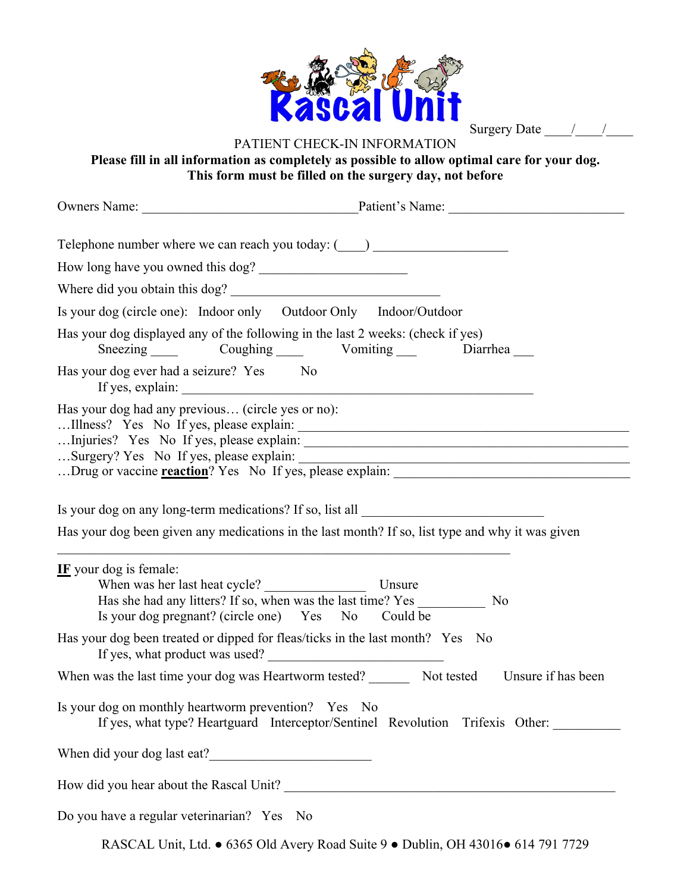# Rascal Unit

Surgery Date ____/____/____

PATIENT CHECK-IN INFORMATION

**Please fill in all information as completely as possible to allow optimal care for your dog.**
**This form must be filled on the surgery day, not before**

Owners Name: ________________________________ Patient's Name: __________________________

Telephone number where we can reach you today: (____) ____________________

How long have you owned this dog? ______________________

Where did you obtain this dog? ________________________________

Is your dog (circle one): Indoor only  Outdoor Only  Indoor/Outdoor

Has your dog displayed any of the following in the last 2 weeks: (check if yes)
Sneezing ____  Coughing ____  Vomiting ___  Diarrhea ___

Has your dog ever had a seizure? Yes  No
If yes, explain: ______________________________________________________

Has your dog had any previous… (circle yes or no):
…Illness? Yes No If yes, please explain: ________________________________________________
…Injuries? Yes No If yes, please explain: _______________________________________________
…Surgery? Yes No If yes, please explain: _______________________________________________
…Drug or vaccine **reaction**? Yes No If yes, please explain: ___________________________________

Is your dog on any long-term medications? If so, list all ____________________________

Has your dog been given any medications in the last month? If so, list type and why it was given
_____________________________________________________________________

**IF** your dog is female:
When was her last heat cycle? _______________ Unsure
Has she had any litters? If so, when was the last time? Yes __________ No
Is your dog pregnant? (circle one) Yes No Could be

Has your dog been treated or dipped for fleas/ticks in the last month? Yes No
If yes, what product was used? ___________________________

When was the last time your dog was Heartworm tested? ______ Not tested  Unsure if has been

Is your dog on monthly heartworm prevention? Yes No
If yes, what type? Heartguard  Interceptor/Sentinel  Revolution  Trifexis  Other: __________

When did your dog last eat?________________________

How did you hear about the Rascal Unit? __________________________________________________

Do you have a regular veterinarian? Yes No

RASCAL Unit, Ltd. ● 6365 Old Avery Road Suite 9 ● Dublin, OH 43016● 614 791 7729